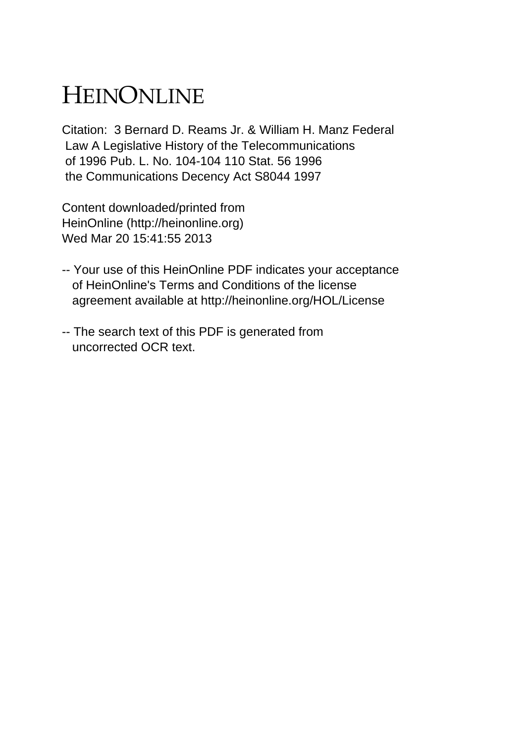# HEINONLINE

Citation: 3 Bernard D. Reams Jr. & William H. Manz Federal Law A Legislative History of the Telecommunications of 1996 Pub. L. No. 104-104 110 Stat. 56 1996 the Communications Decency Act S8044 1997

Content downloaded/printed from
HeinOnline (http://heinonline.org)
Wed Mar 20 15:41:55 2013

-- Your use of this HeinOnline PDF indicates your acceptance of HeinOnline's Terms and Conditions of the license agreement available at http://heinonline.org/HOL/License

-- The search text of this PDF is generated from uncorrected OCR text.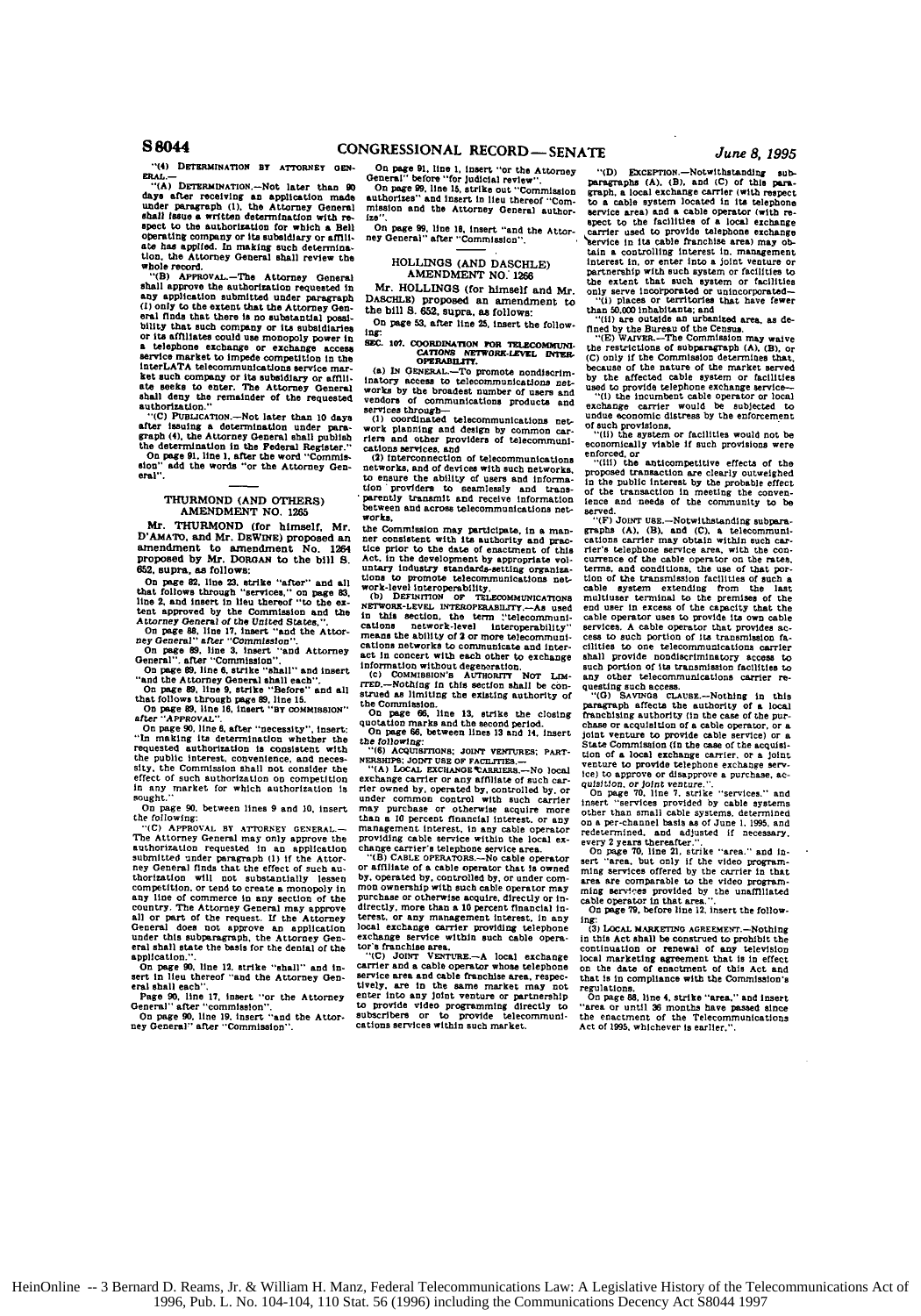"(4) DETERMINATION BY ATTORNEY GENERAL.—

"(A) DETERMINATION.—Not later than 90 days after receiving an application made under paragraph (1), the Attorney General shall issue a written determination with respect to the authorization for which a Bell operating company or its subsidiary or affiliate has applied. In making such determination, the Attorney General shall review the whole record.

"(B) APPROVAL.—The Attorney General shall approve the authorization requested in any application submitted under paragraph (1) only to the extent that the Attorney General finds that there is no substantial possibility that such company or its subsidiaries or its affiliates could use monopoly power in a telephone exchange or exchange access service market to impede competition in the interLATA telecommunications service market such company or its subsidiary or affiliate seeks to enter. The Attorney General shall deny the remainder of the requested authorization."

"(C) PUBLICATION.—Not later than 10 days after issuing a determination under paragraph (4), the Attorney General shall publish the determination in the Federal Register."

On page 91, line 1, after the word "Commission" add the words "or the Attorney General".

## THURMOND (AND OTHERS) AMENDMENT NO. 1265

Mr. THURMOND (for himself, Mr. D'AMATO, and Mr. DEWINE) proposed an amendment to amendment No. 1264 proposed by Mr. DORGAN to the bill S. 652, supra, as follows:

On page 82, line 23, strike "after" and all that follows through "services," on page 83, line 2, and insert in lieu thereof "to the extent approved by the Commission and the *Attorney General of the United States,*".

On page 88, line 17, insert "and the Attorney General" after "*Commission*".

On page 89, line 3, insert "and Attorney General", after "Commission".

On page 89, line 6, strike "shall" and insert "and the Attorney General shall each".

On page 89, line 9, strike "Before" and all that follows through page 89, line 15.

On page 89, line 16, insert "BY COMMISSION" after "APPROVAL".

On page 90, line 6, after "necessity", insert: "In making its determination whether the requested authorization is consistent with the public interest, convenience, and necessity, the Commission shall not consider the effect of such authorization on competition in any market for which authorization is sought."

On page 90, between lines 9 and 10, insert the following:

"(C) APPROVAL BY ATTORNEY GENERAL.—The Attorney General may only approve the authorization requested in an application submitted under paragraph (1) if the Attorney General finds that the effect of such authorization will not substantially lessen competition, or tend to create a monopoly in any line of commerce in any section of the country. The Attorney General may approve all or part of the request. If the Attorney General does not approve an application under this subparagraph, the Attorney General shall state the basis for the denial of the application.".

On page 90, line 12, strike "shall" and insert in lieu thereof "and the Attorney General shall each".

Page 90, line 17, insert "or the Attorney General" after "commission".

On page 90, line 19, insert "and the Attorney General" after "Commission".

On page 91, line 1, insert "or the Attorney General" before "for judicial review".

On page 99, line 15, strike out "Commission authorizes" and insert in lieu thereof "Commission and the Attorney General authorize".

On page 99, line 18, insert "and the Attorney General" after "Commission".

## HOLLINGS (AND DASCHLE) AMENDMENT NO. 1266

Mr. HOLLINGS (for himself and Mr. DASCHLE) proposed an amendment to the bill S. 652, supra, as follows:

On page 53, after line 25, insert the following:

SEC. 107. COORDINATION FOR TELECOMMUNICATIONS NETWORK-LEVEL INTEROPERABILITY.

(a) IN GENERAL.—To promote nondiscriminatory access to telecommunications networks by the broadest number of users and vendors of communications products and services through—

(1) coordinated telecommunications network planning and design by common carriers and other providers of telecommunications services, and

(2) interconnection of telecommunications networks, and of devices with such networks, to ensure the ability of users and information providers to seamlessly and transparently transmit and receive information between and across telecommunications networks,

the Commission may participate, in a manner consistent with its authority and practice prior to the date of enactment of this Act, in the development by appropriate voluntary industry standards-setting organizations to promote telecommunications network-level interoperability.

(b) DEFINITION OF TELECOMMUNICATIONS NETWORK-LEVEL INTEROPERABILITY.—As used in this section, the term "telecommunications network-level interoperability" means the ability of 2 or more telecommunications networks to communicate and interact in concert with each other to exchange information without degeneration.

(c) COMMISSION'S AUTHORITY NOT LIMITED.—Nothing in this section shall be construed as limiting the existing authority of the Commission.

On page 66, line 13, strike the closing quotation marks and the second period.

On page 66, between lines 13 and 14, insert the following:

"(6) ACQUISITIONS; JOINT VENTURES; PARTNERSHIPS; JOINT USE OF FACILITIES.—

"(A) LOCAL EXCHANGE CARRIERS.—No local exchange carrier or any affiliate of such carrier owned by, operated by, controlled by, or under common control with such carrier may purchase or otherwise acquire more than a 10 percent financial interest, or any management interest, in any cable operator providing cable service within the local exchange carrier's telephone service area.

"(B) CABLE OPERATORS.—No cable operator or affiliate of a cable operator that is owned by, operated by, controlled by, or under common ownership with such cable operator may purchase or otherwise acquire, directly or indirectly, more than a 10 percent financial interest, or any management interest, in any local exchange carrier providing telephone exchange service within such cable operator's franchise area.

"(C) JOINT VENTURE.—A local exchange carrier and a cable operator whose telephone service area and cable franchise area, respectively, are in the same market may not enter into any joint venture or partnership to provide video programming directly to subscribers or to provide telecommunications services within such market.

"(D) EXCEPTION.—Notwithstanding subparagraphs (A), (B), and (C) of this paragraph, a local exchange carrier (with respect to a cable system located in its telephone service area) and a cable operator (with respect to the facilities of a local exchange carrier used to provide telephone exchange service in its cable franchise area) may obtain a controlling interest in, management interest in, or enter into a joint venture or partnership with such system or facilities to the extent that such system or facilities only serve incorporated or unincorporated—

"(i) places or territories that have fewer than 50,000 inhabitants; and

"(ii) are outside an urbanized area, as defined by the Bureau of the Census.

"(E) WAIVER.—The Commission may waive the restrictions of subparagraph (A), (B), or (C) only if the Commission determines that, because of the nature of the market served by the affected cable system or facilities used to provide telephone exchange service—

"(i) the incumbent cable operator or local exchange carrier would be subjected to undue economic distress by the enforcement of such provisions,

"(ii) the system or facilities would not be economically viable if such provisions were enforced, or

"(iii) the anticompetitive effects of the proposed transaction are clearly outweighed in the public interest by the probable effect of the transaction in meeting the convenience and needs of the community to be served.

"(F) JOINT USE.—Notwithstanding subparagraphs (A), (B), and (C), a telecommunications carrier may obtain within such carrier's telephone service area, with the concurrence of the cable operator on the rates, terms, and conditions, the use of that portion of the transmission facilities of such a cable system extending from the last multiuser terminal to the premises of the end user in excess of the capacity that the cable operator uses to provide its own cable services. A cable operator that provides access to such portion of its transmission facilities to one telecommunications carrier shall provide nondiscriminatory access to such portion of its transmission facilities to any other telecommunications carrier requesting such access.

"(G) SAVINGS CLAUSE.—Nothing in this paragraph affects the authority of a local franchising authority (in the case of the purchase or acquisition of a cable operator, or a joint venture to provide cable service) or a State Commission (in the case of the acquisition of a local exchange carrier, or a joint venture to provide telephone exchange service) to approve or disapprove a purchase, acquisition, or joint venture.".

On page 70, line 7, strike "services." and insert "services provided by cable systems other than small cable systems, determined on a per-channel basis as of June 1, 1995, and redetermined, and adjusted if necessary, every 2 years thereafter.".

On page 70, line 21, strike "area." and insert "area, but only if the video programming services offered by the carrier in that area are comparable to the video programming services provided by the unaffiliated cable operator in that area.".

On page 79, before line 12, insert the following:

(3) LOCAL MARKETING AGREEMENT.—Nothing in this Act shall be construed to prohibit the continuation or renewal of any television local marketing agreement that is in effect on the date of enactment of this Act and that is in compliance with the Commission's regulations.

On page 88, line 4, strike "area," and insert "area or until 36 months have passed since the enactment of the Telecommunications Act of 1995, whichever is earlier,".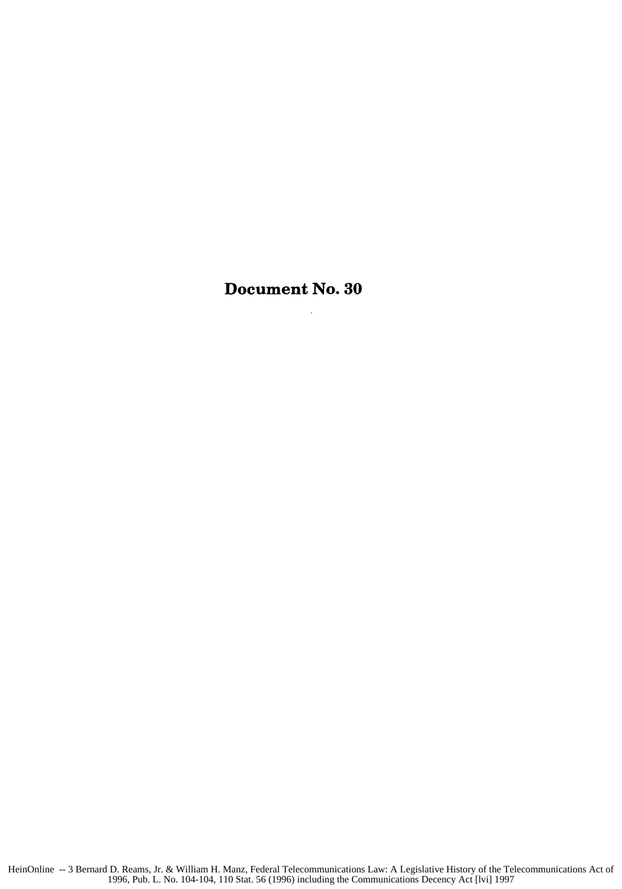# Document No. 30